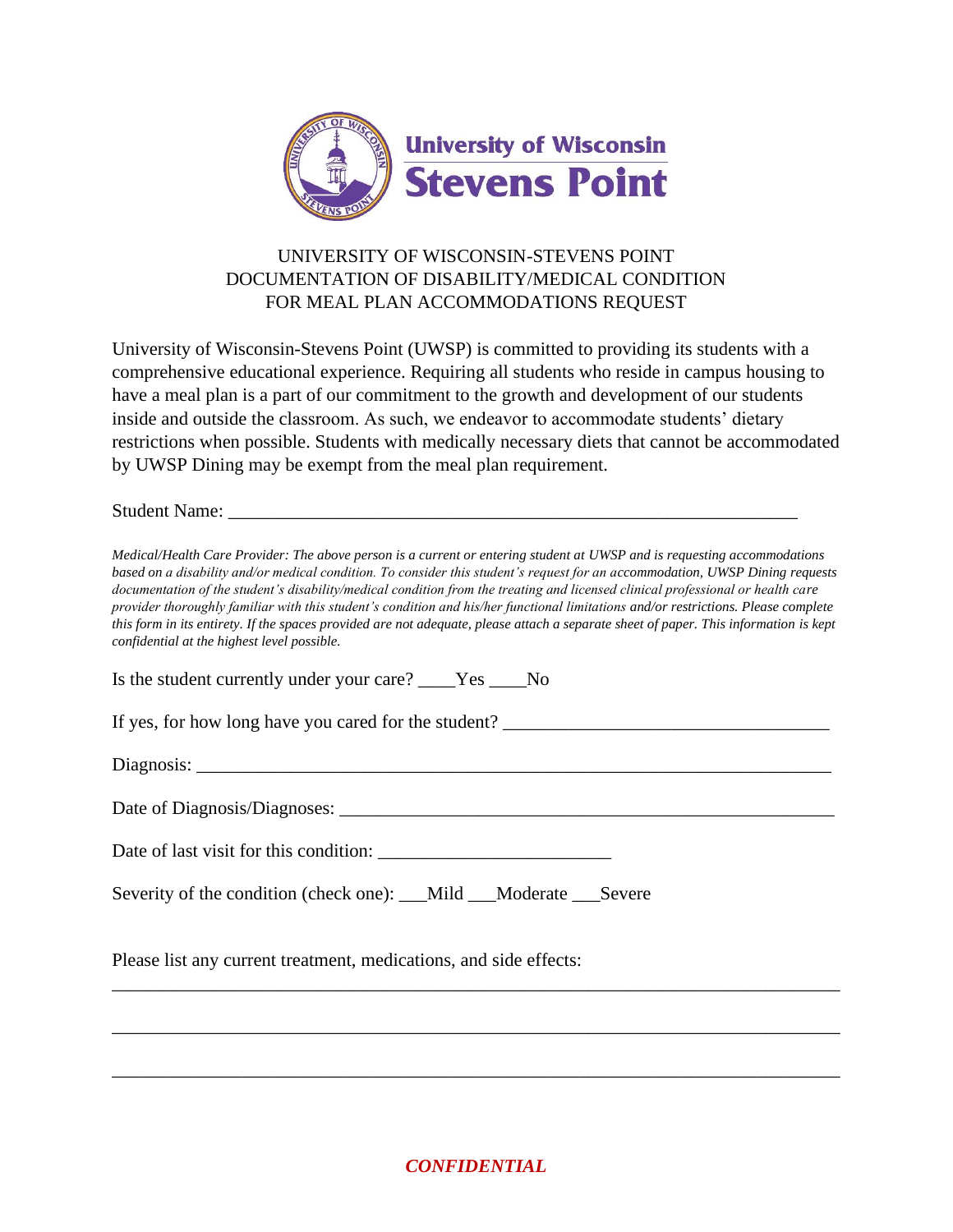University of Wisconsin
Stevens Point

# UNIVERSITY OF WISCONSIN-STEVENS POINT DOCUMENTATION OF DISABILITY/MEDICAL CONDITION FOR MEAL PLAN ACCOMMODATIONS REQUEST

University of Wisconsin-Stevens Point (UWSP) is committed to providing its students with a comprehensive educational experience. Requiring all students who reside in campus housing to have a meal plan is a part of our commitment to the growth and development of our students inside and outside the classroom. As such, we endeavor to accommodate students' dietary restrictions when possible. Students with medically necessary diets that cannot be accommodated by UWSP Dining may be exempt from the meal plan requirement.

Student Name: _______________________________________________________________

*Medical/Health Care Provider: The above person is a current or entering student at UWSP and is requesting accommodations based on a disability and/or medical condition. To consider this student's request for an accommodation, UWSP Dining requests documentation of the student's disability/medical condition from the treating and licensed clinical professional or health care provider thoroughly familiar with this student's condition and his/her functional limitations and/or restrictions. Please complete this form in its entirety. If the spaces provided are not adequate, please attach a separate sheet of paper. This information is kept confidential at the highest level possible.*

Is the student currently under your care? ____Yes ____No

If yes, for how long have you cared for the student? ___________________________________

Diagnosis: ______________________________________________________________________

Date of Diagnosis/Diagnoses: ______________________________________________________

Date of last visit for this condition: _________________________

Severity of the condition (check one): ___Mild ___Moderate ___Severe

Please list any current treatment, medications, and side effects:

_____________________________________________________________________________

_____________________________________________________________________________

_____________________________________________________________________________

***CONFIDENTIAL***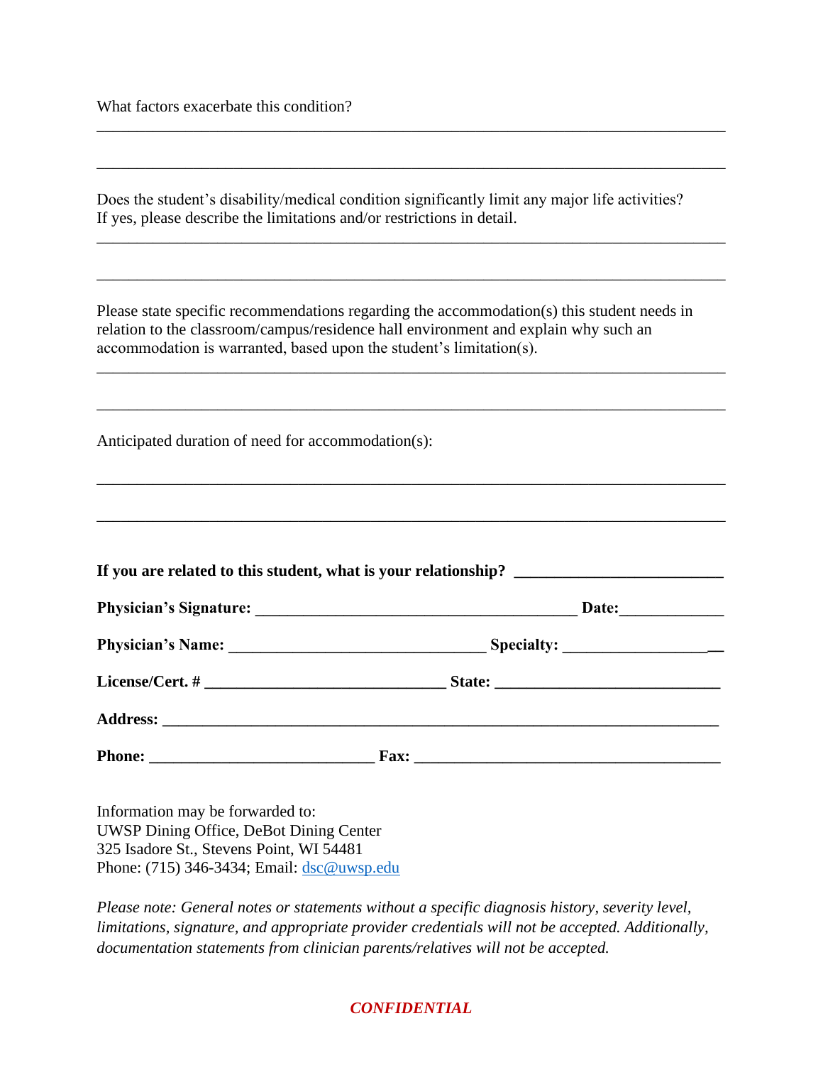What factors exacerbate this condition?

________________________________________________________________________________

________________________________________________________________________________

Does the student's disability/medical condition significantly limit any major life activities? If yes, please describe the limitations and/or restrictions in detail.

________________________________________________________________________________

________________________________________________________________________________

Please state specific recommendations regarding the accommodation(s) this student needs in relation to the classroom/campus/residence hall environment and explain why such an accommodation is warranted, based upon the student's limitation(s).

________________________________________________________________________________

________________________________________________________________________________

Anticipated duration of need for accommodation(s):

________________________________________________________________________________

________________________________________________________________________________

**If you are related to this student, what is your relationship? _________________________**

**Physician's Signature: ________________________________________ Date:_____________**

**Physician's Name: _______________________________ Specialty: ____________________**

**License/Cert. # _____________________________ State: ___________________________**

**Address: ____________________________________________________________________**

**Phone: ___________________________ Fax: _____________________________________**

Information may be forwarded to:
UWSP Dining Office, DeBot Dining Center
325 Isadore St., Stevens Point, WI 54481
Phone: (715) 346-3434; Email: dsc@uwsp.edu

*Please note: General notes or statements without a specific diagnosis history, severity level, limitations, signature, and appropriate provider credentials will not be accepted. Additionally, documentation statements from clinician parents/relatives will not be accepted.*

***CONFIDENTIAL***